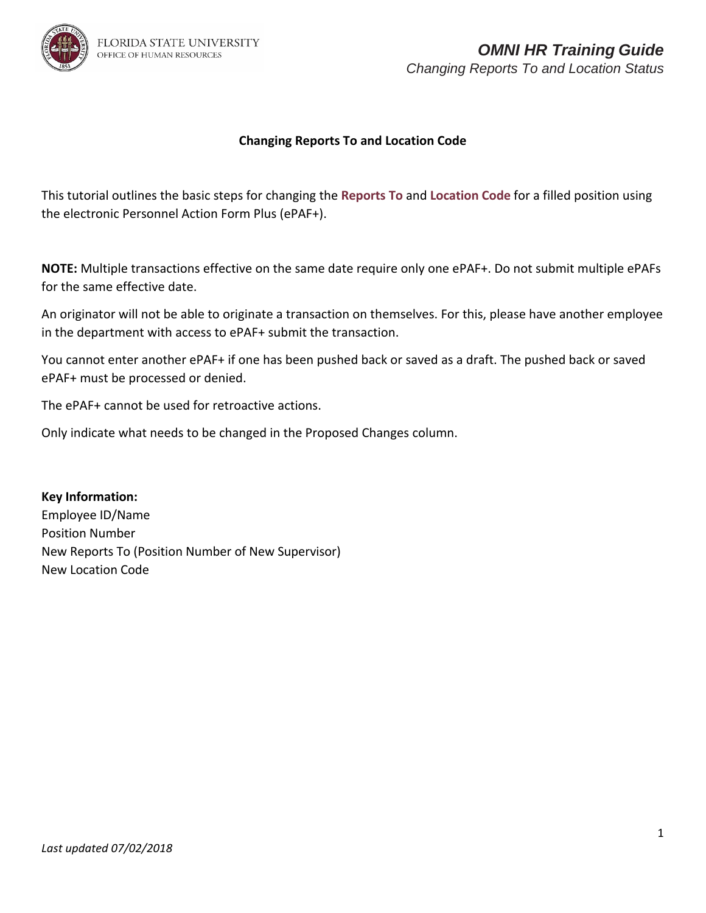# Changing Reports To and Location Code

This tutorial outlines the basic steps for changing the **Reports To** and **Location Code** for a filled position using the electronic Personnel Action Form Plus (ePAF+).

**NOTE:** Multiple transactions effective on the same date require only one ePAF+. Do not submit multiple ePAFs for the same effective date.

An originator will not be able to originate a transaction on themselves. For this, please have another employee in the department with access to ePAF+ submit the transaction.

You cannot enter another ePAF+ if one has been pushed back or saved as a draft. The pushed back or saved ePAF+ must be processed or denied.

The ePAF+ cannot be used for retroactive actions.

Only indicate what needs to be changed in the Proposed Changes column.

**Key Information:**
Employee ID/Name
Position Number
New Reports To (Position Number of New Supervisor)
New Location Code

*Last updated 07/02/2018*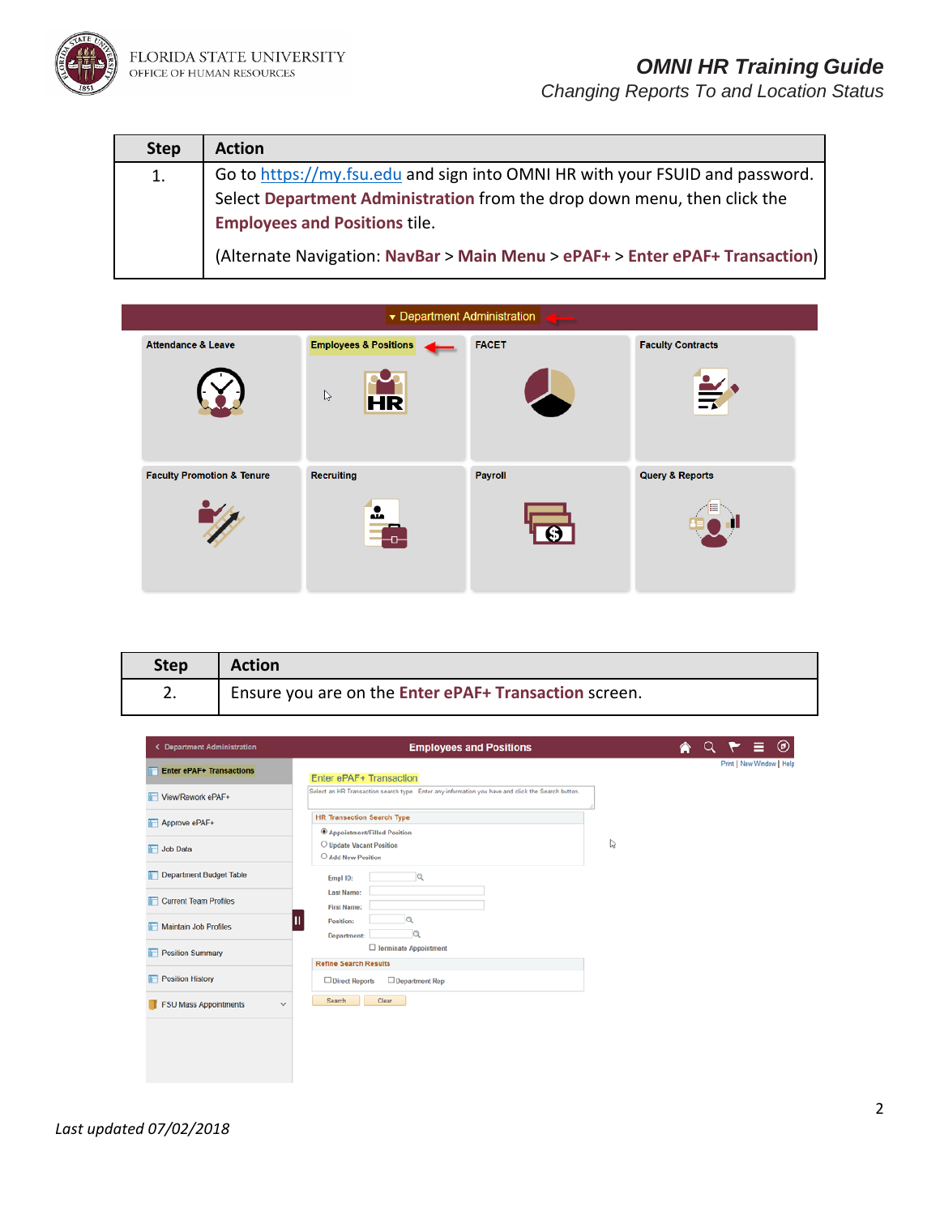| Step | Action |
|---|---|
| 1. | Go to https://my.fsu.edu and sign into OMNI HR with your FSUID and password. Select **Department Administration** from the drop down menu, then click the **Employees and Positions** tile.<br><br>(Alternate Navigation: **NavBar** > **Main Menu** > **ePAF+** > **Enter ePAF+ Transaction**) |

| Step | Action |
|---|---|
| 2. | Ensure you are on the **Enter ePAF+ Transaction** screen. |

*Last updated 07/02/2018*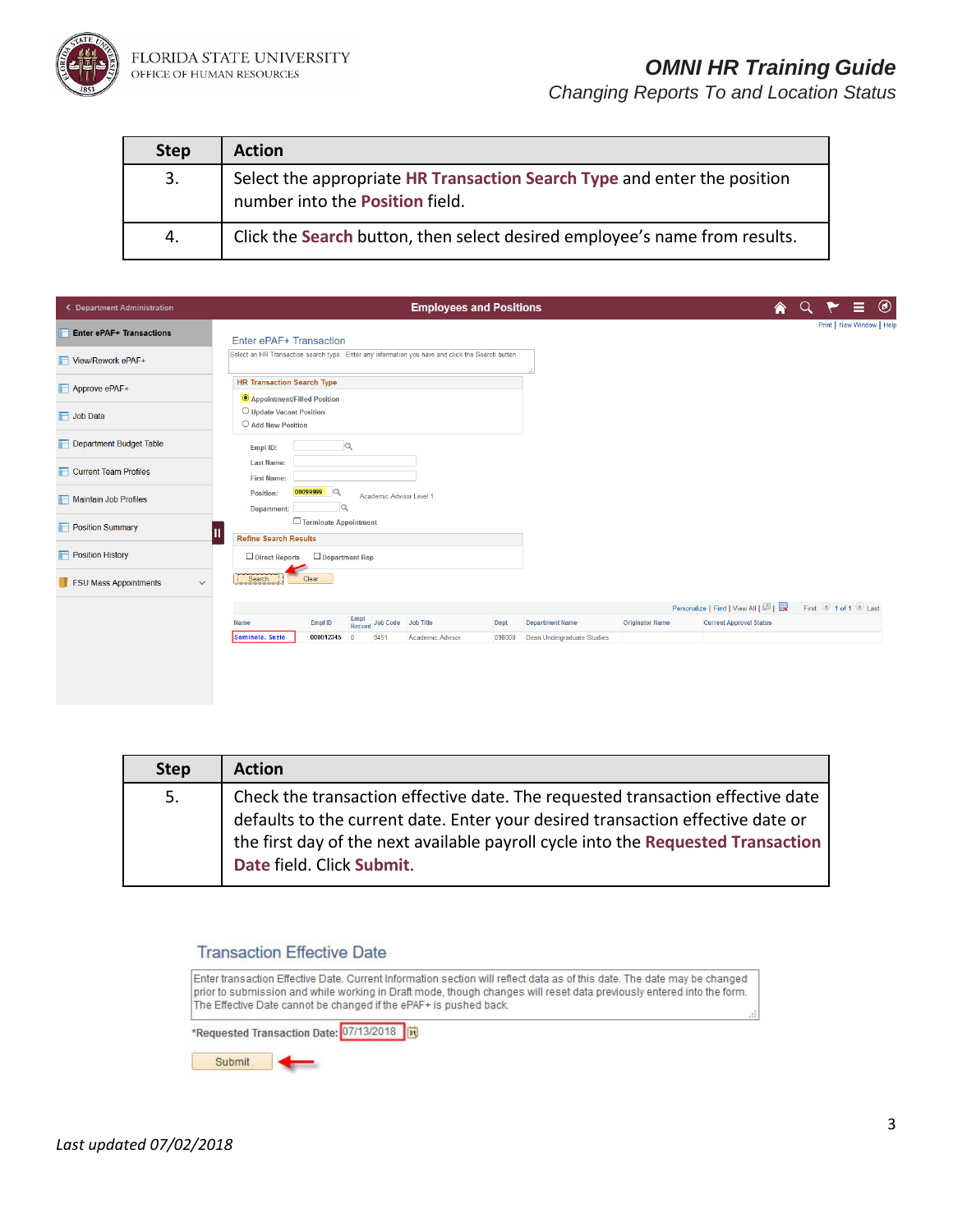| Step | Action |
| --- | --- |
| 3. | Select the appropriate **HR Transaction Search Type** and enter the position number into the **Position** field. |
| 4. | Click the **Search** button, then select desired employee's name from results. |

| Step | Action |
| --- | --- |
| 5. | Check the transaction effective date. The requested transaction effective date defaults to the current date. Enter your desired transaction effective date or the first day of the next available payroll cycle into the **Requested Transaction Date** field. Click **Submit**. |

*Last updated 07/02/2018*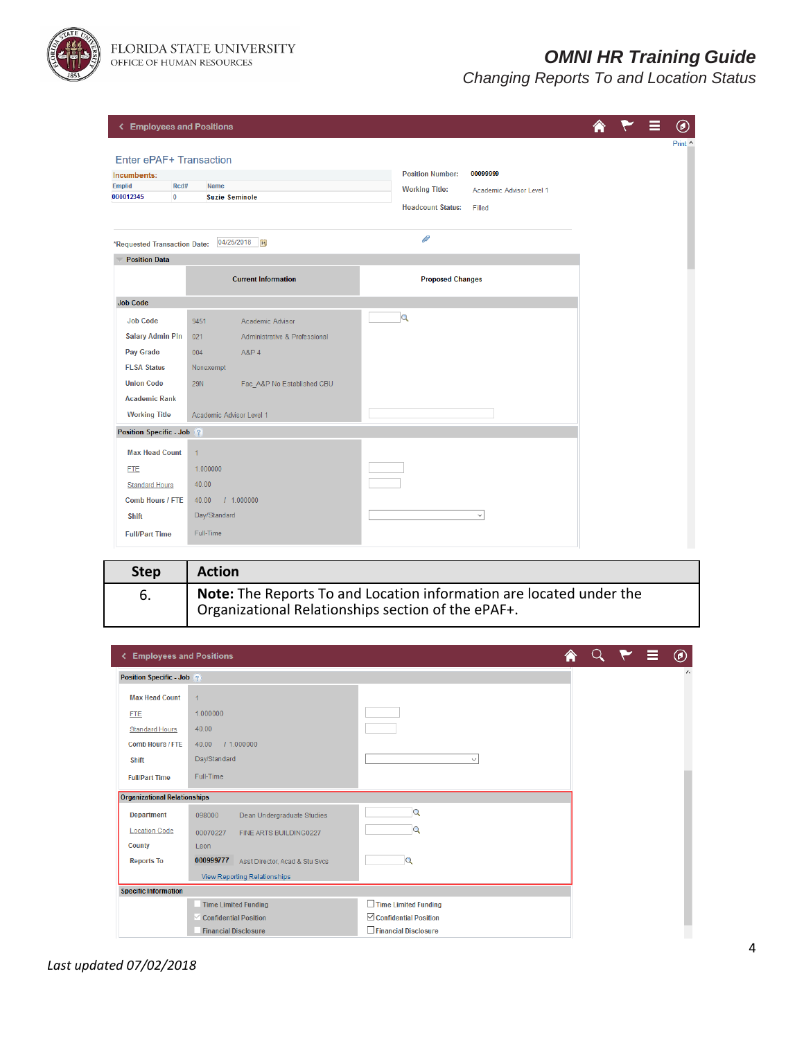Employees and Positions

Enter ePAF+ Transaction

Incumbents:

| Emplid | Rcd# | Name |
| --- | --- | --- |
| 000012345 | 0 | Suzie Seminole |

Position Number: 00099999

Working Title: Academic Advisor Level 1

Headcount Status: Filled

*Requested Transaction Date: 04/25/2018

Position Data

| | Current Information | | Proposed Changes |
| --- | --- | --- | --- |
| **Job Code** | | | |
| Job Code | 9451 | Academic Advisor | |
| Salary Admin Pln | 021 | Administrative & Professional | |
| Pay Grade | 004 | A&P 4 | |
| FLSA Status | Nonexempt | | |
| Union Code | 29N | Fac_A&P No Established CBU | |
| Academic Rank | | | |
| Working Title | Academic Advisor Level 1 | | |
| **Position Specific - Job** | | | |
| Max Head Count | 1 | | |
| FTE | 1.000000 | | |
| Standard Hours | 40.00 | | |
| Comb Hours / FTE | 40.00 / 1.000000 | | |
| Shift | Day/Standard | | |
| Full/Part Time | Full-Time | | |

| Step | Action |
| --- | --- |
| 6. | **Note:** The Reports To and Location information are located under the Organizational Relationships section of the ePAF+. |

Employees and Positions

| | Current Information | | Proposed Changes |
| --- | --- | --- | --- |
| **Position Specific - Job** | | | |
| Max Head Count | 1 | | |
| FTE | 1.000000 | | |
| Standard Hours | 40.00 | | |
| Comb Hours / FTE | 40.00 / 1.000000 | | |
| Shift | Day/Standard | | |
| Full/Part Time | Full-Time | | |
| **Organizational Relationships** | | | |
| Department | 098000 | Dean Undergraduate Studies | |
| Location Code | 00070227 | FINE ARTS BUILDING0227 | |
| County | Leon | | |
| Reports To | 000999777 | Asst Director, Acad & Stu Svcs | |
| | View Reporting Relationships | | |
| **Specific Information** | | | |
| | Time Limited Funding | | Time Limited Funding |
| | Confidential Position | | Confidential Position |
| | Financial Disclosure | | Financial Disclosure |

*Last updated 07/02/2018*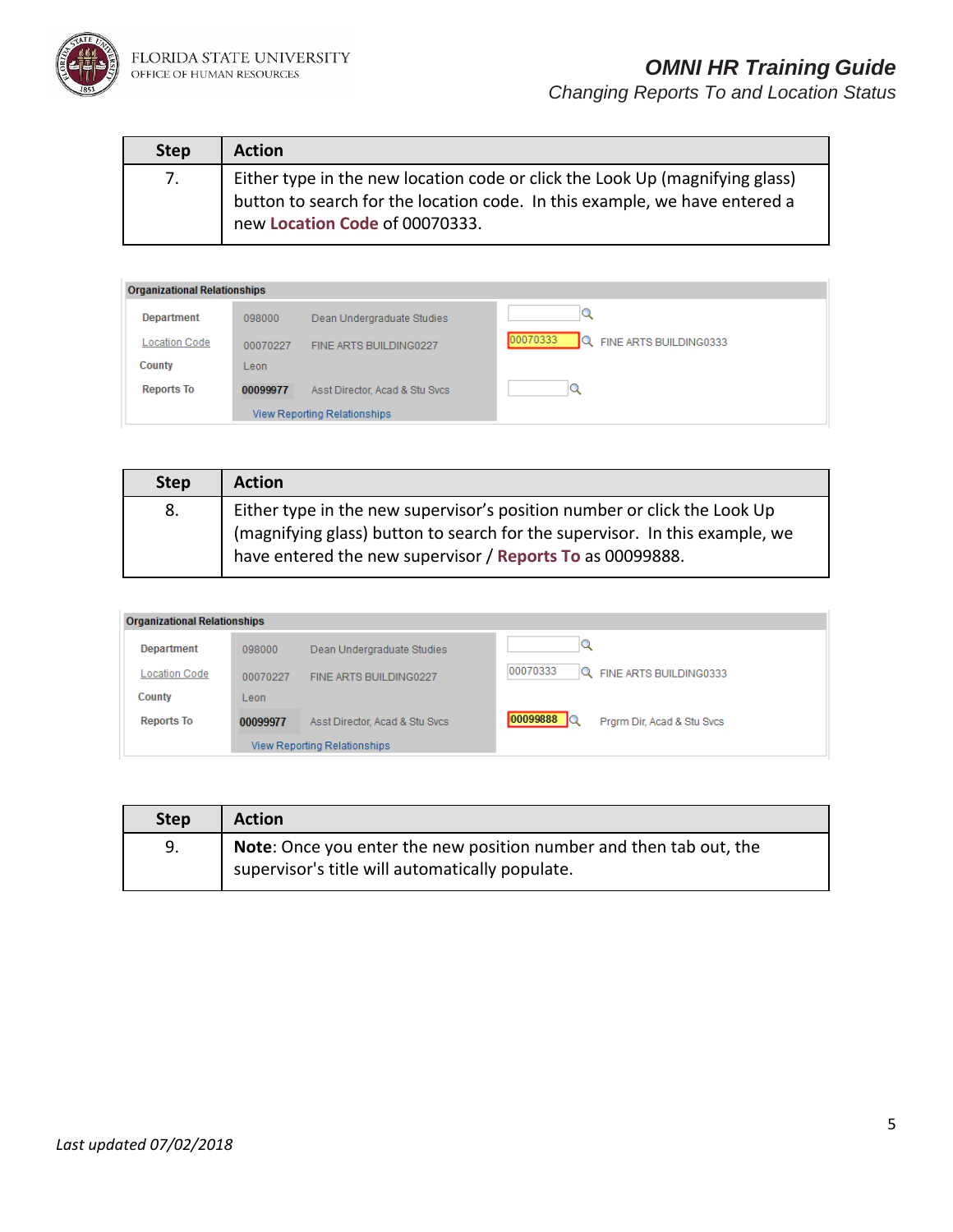| Step | Action |
| --- | --- |
| 7. | Either type in the new location code or click the Look Up (magnifying glass) button to search for the location code. In this example, we have entered a new **Location Code** of 00070333. |

**Organizational Relationships**

| | | | | |
| --- | --- | --- | --- | --- |
| Department | 098000 | Dean Undergraduate Studies | | |
| Location Code | 00070227 | FINE ARTS BUILDING0227 | 00070333 | FINE ARTS BUILDING0333 |
| County | Leon | | | |
| Reports To | 00099977 | Asst Director, Acad & Stu Svcs | | |
| | View Reporting Relationships | | | |

| Step | Action |
| --- | --- |
| 8. | Either type in the new supervisor's position number or click the Look Up (magnifying glass) button to search for the supervisor. In this example, we have entered the new supervisor / **Reports To** as 00099888. |

**Organizational Relationships**

| | | | | |
| --- | --- | --- | --- | --- |
| Department | 098000 | Dean Undergraduate Studies | | |
| Location Code | 00070227 | FINE ARTS BUILDING0227 | 00070333 | FINE ARTS BUILDING0333 |
| County | Leon | | | |
| Reports To | 00099977 | Asst Director, Acad & Stu Svcs | 00099888 | Prgrm Dir, Acad & Stu Svcs |
| | View Reporting Relationships | | | |

| Step | Action |
| --- | --- |
| 9. | **Note**: Once you enter the new position number and then tab out, the supervisor's title will automatically populate. |

*Last updated 07/02/2018*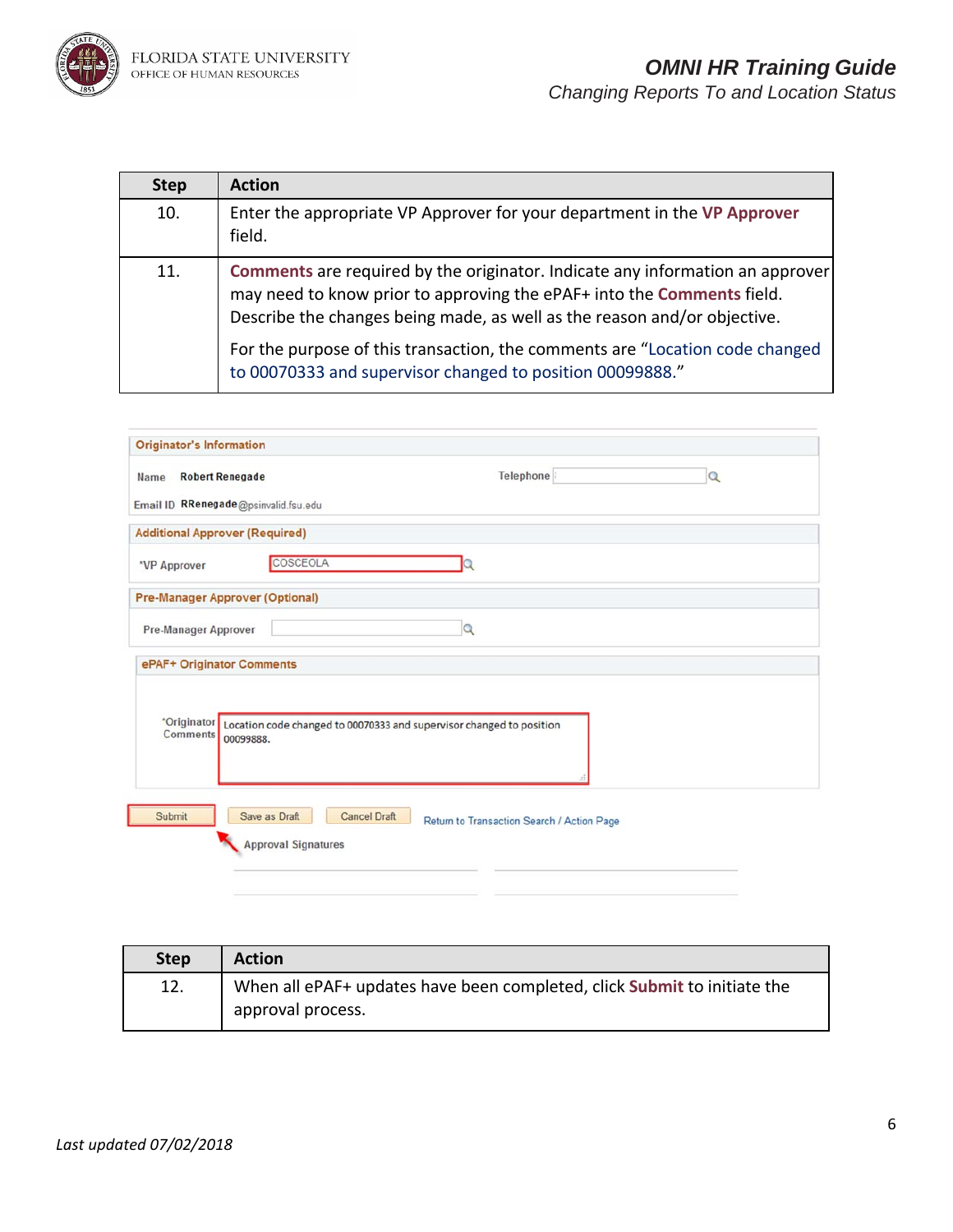| Step | Action |
|---|---|
| 10. | Enter the appropriate VP Approver for your department in the **VP Approver** field. |
| 11. | **Comments** are required by the originator. Indicate any information an approver may need to know prior to approving the ePAF+ into the **Comments** field. Describe the changes being made, as well as the reason and/or objective.<br><br>For the purpose of this transaction, the comments are "Location code changed to 00070333 and supervisor changed to position 00099888." |

Originator's Information

Name Robert Renegade Telephone

Email ID RRenegade@psinvalid.fsu.edu

Additional Approver (Required)

*VP Approver COSCEOLA

Pre-Manager Approver (Optional)

Pre-Manager Approver

ePAF+ Originator Comments

*Originator Comments: Location code changed to 00070333 and supervisor changed to position 00099888.

Submit Save as Draft Cancel Draft Return to Transaction Search / Action Page

Approval Signatures

| Step | Action |
|---|---|
| 12. | When all ePAF+ updates have been completed, click **Submit** to initiate the approval process. |

*Last updated 07/02/2018*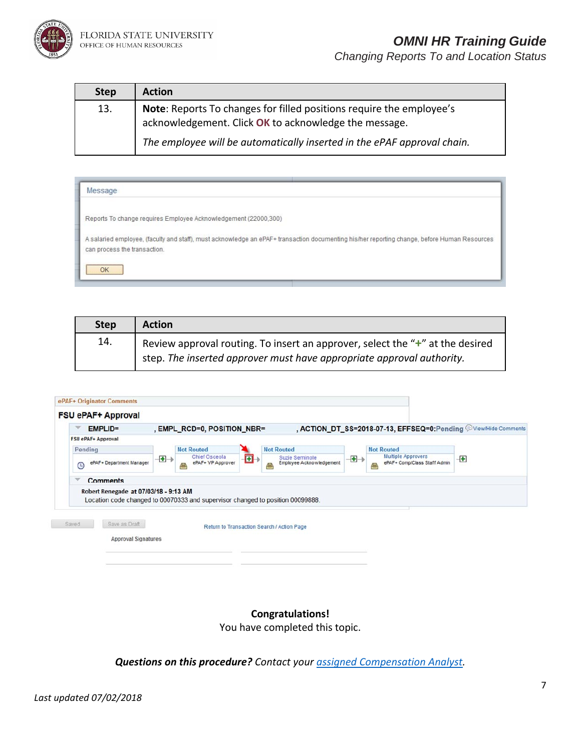| Step | Action |
|---|---|
| 13. | **Note**: Reports To changes for filled positions require the employee's acknowledgement. Click **OK** to acknowledge the message. *The employee will be automatically inserted in the ePAF approval chain.* |

Message

Reports To change requires Employee Acknowledgement (22000,300)

A salaried employee, (faculty and staff), must acknowledge an ePAF+ transaction documenting his/her reporting change, before Human Resources can process the transaction.

OK

| Step | Action |
|---|---|
| 14. | Review approval routing. To insert an approver, select the "**+**" at the desired step. *The inserted approver must have appropriate approval authority.* |

ePAF+ Originator Comments

FSU ePAF+ Approval

EMPLID= , EMPL_RCD=0, POSITION_NBR= , ACTION_DT_SS=2018-07-13, EFFSEQ=0:Pending View/Hide Comments

FSU ePAF+ Approval

Pending — ePAF+ Department Manager

Not Routed — Chief Osceola — ePAF+ VP Approver

Not Routed — Suzie Seminole — Employee Acknowledgement

Not Routed — Multiple Approvers — ePAF+ Comp/Class Staff Admin

Comments

Robert Renegade at 07/03/18 - 9:13 AM
Location code changed to 00070333 and supervisor changed to position 00099888.

Saved Save as Draft Return to Transaction Search / Action Page

Approval Signatures

**Congratulations!**
You have completed this topic.

***Questions on this procedure?*** *Contact your [assigned Compensation Analyst](assigned Compensation Analyst).*

*Last updated 07/02/2018*